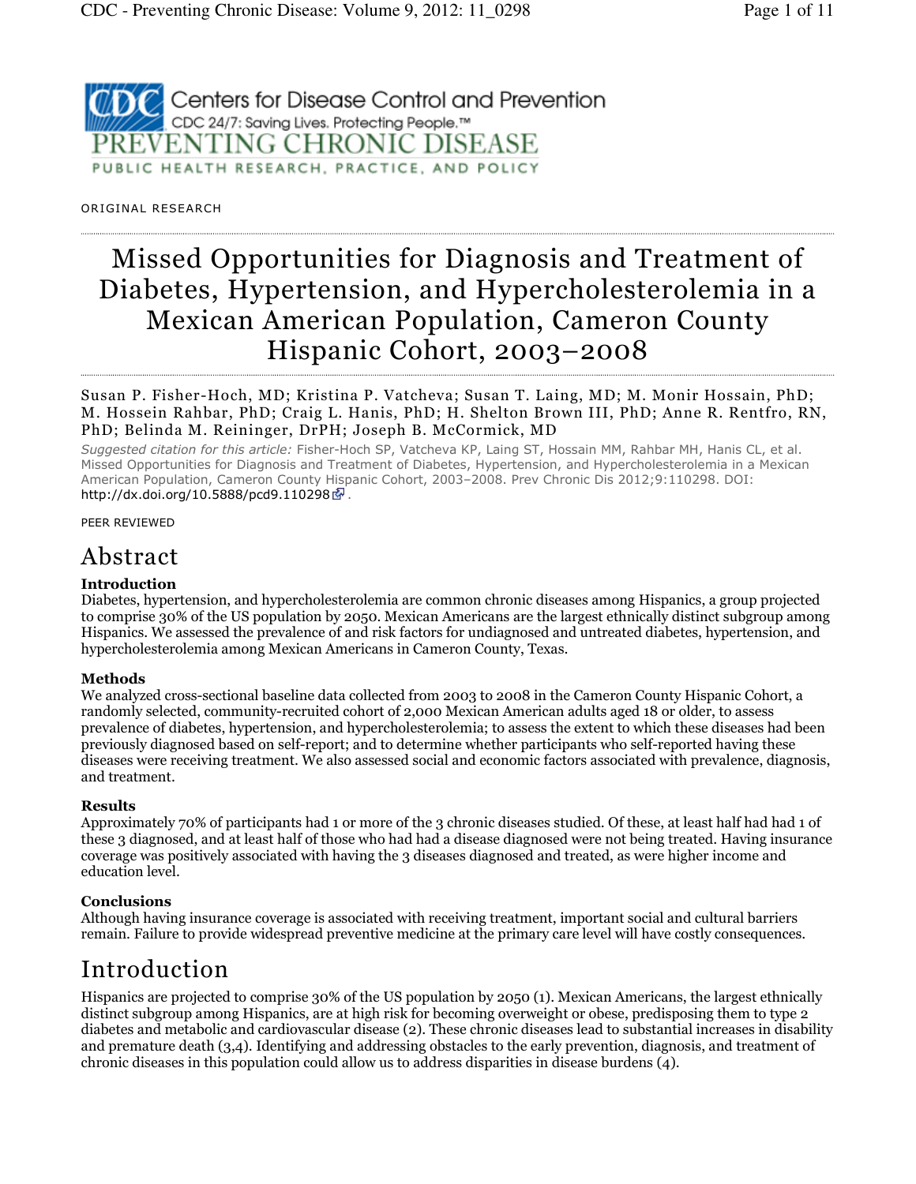ORIGINAL RESEARCH

# Missed Opportunities for Diagnosis and Treatment of Diabetes, Hypertension, and Hypercholesterolemia in a Mexican American Population, Cameron County Hispanic Cohort, 2003–2008

Susan P. Fisher-Hoch, MD; Kristina P. Vatcheva; Susan T. Laing, MD; M. Monir Hossain, PhD; M. Hossein Rahbar, PhD; Craig L. Hanis, PhD; H. Shelton Brown III, PhD; Anne R. Rentfro, RN, PhD; Belinda M. Reininger, DrPH; Joseph B. McCormick, MD

*Suggested citation for this article:* Fisher-Hoch SP, Vatcheva KP, Laing ST, Hossain MM, Rahbar MH, Hanis CL, et al. Missed Opportunities for Diagnosis and Treatment of Diabetes, Hypertension, and Hypercholesterolemia in a Mexican American Population, Cameron County Hispanic Cohort, 2003–2008. Prev Chronic Dis 2012;9:110298. DOI: http://dx.doi.org/10.5888/pcd9.110298.

PEER REVIEWED

## Abstract

### Introduction

Diabetes, hypertension, and hypercholesterolemia are common chronic diseases among Hispanics, a group projected to comprise 30% of the US population by 2050. Mexican Americans are the largest ethnically distinct subgroup among Hispanics. We assessed the prevalence of and risk factors for undiagnosed and untreated diabetes, hypertension, and hypercholesterolemia among Mexican Americans in Cameron County, Texas.

### Methods

We analyzed cross-sectional baseline data collected from 2003 to 2008 in the Cameron County Hispanic Cohort, a randomly selected, community-recruited cohort of 2,000 Mexican American adults aged 18 or older, to assess prevalence of diabetes, hypertension, and hypercholesterolemia; to assess the extent to which these diseases had been previously diagnosed based on self-report; and to determine whether participants who self-reported having these diseases were receiving treatment. We also assessed social and economic factors associated with prevalence, diagnosis, and treatment.

### Results

Approximately 70% of participants had 1 or more of the 3 chronic diseases studied. Of these, at least half had had 1 of these 3 diagnosed, and at least half of those who had had a disease diagnosed were not being treated. Having insurance coverage was positively associated with having the 3 diseases diagnosed and treated, as were higher income and education level.

### Conclusions

Although having insurance coverage is associated with receiving treatment, important social and cultural barriers remain. Failure to provide widespread preventive medicine at the primary care level will have costly consequences.

## Introduction

Hispanics are projected to comprise 30% of the US population by 2050 (1). Mexican Americans, the largest ethnically distinct subgroup among Hispanics, are at high risk for becoming overweight or obese, predisposing them to type 2 diabetes and metabolic and cardiovascular disease (2). These chronic diseases lead to substantial increases in disability and premature death (3,4). Identifying and addressing obstacles to the early prevention, diagnosis, and treatment of chronic diseases in this population could allow us to address disparities in disease burdens (4).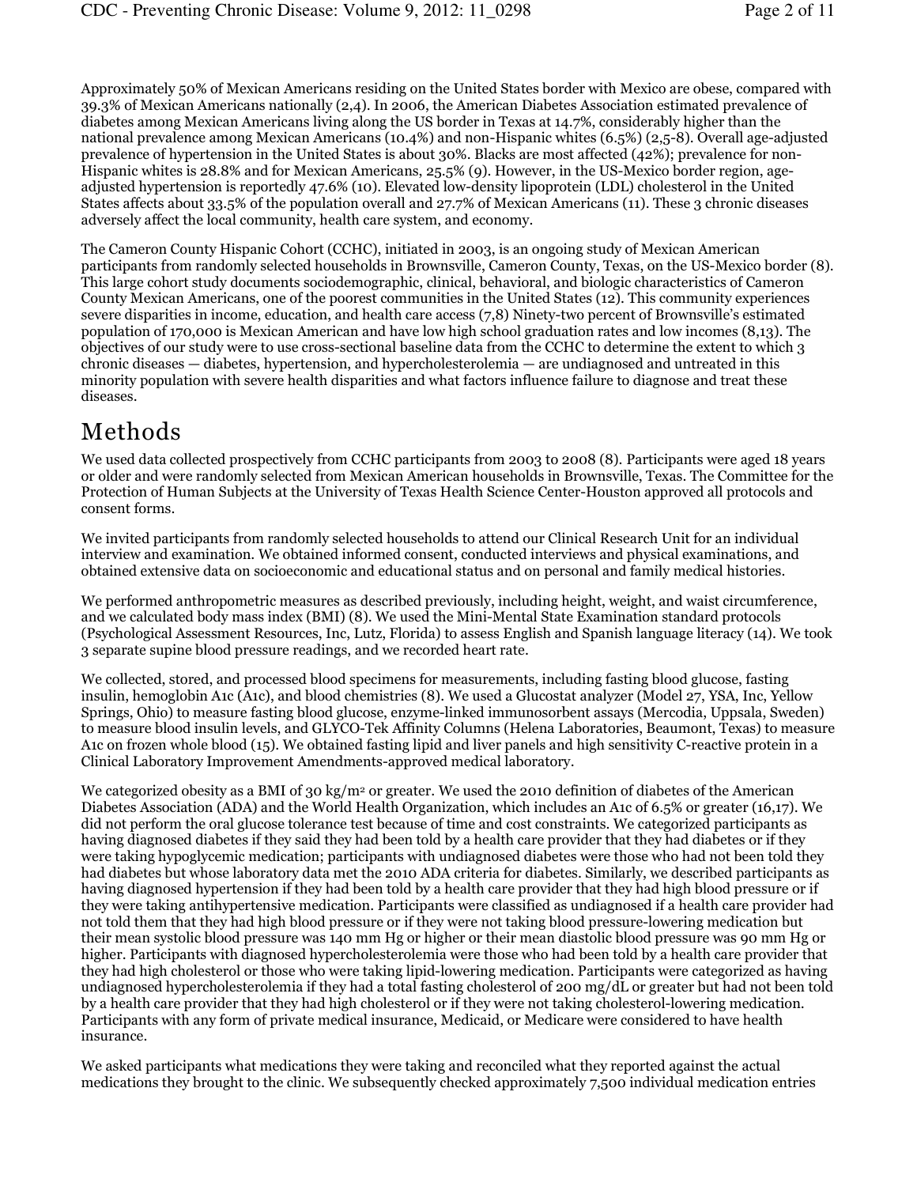Approximately 50% of Mexican Americans residing on the United States border with Mexico are obese, compared with 39.3% of Mexican Americans nationally (2,4). In 2006, the American Diabetes Association estimated prevalence of diabetes among Mexican Americans living along the US border in Texas at 14.7%, considerably higher than the national prevalence among Mexican Americans (10.4%) and non-Hispanic whites (6.5%) (2,5-8). Overall age-adjusted prevalence of hypertension in the United States is about 30%. Blacks are most affected (42%); prevalence for non-Hispanic whites is 28.8% and for Mexican Americans, 25.5% (9). However, in the US-Mexico border region, age-adjusted hypertension is reportedly 47.6% (10). Elevated low-density lipoprotein (LDL) cholesterol in the United States affects about 33.5% of the population overall and 27.7% of Mexican Americans (11). These 3 chronic diseases adversely affect the local community, health care system, and economy.

The Cameron County Hispanic Cohort (CCHC), initiated in 2003, is an ongoing study of Mexican American participants from randomly selected households in Brownsville, Cameron County, Texas, on the US-Mexico border (8). This large cohort study documents sociodemographic, clinical, behavioral, and biologic characteristics of Cameron County Mexican Americans, one of the poorest communities in the United States (12). This community experiences severe disparities in income, education, and health care access (7,8) Ninety-two percent of Brownsville's estimated population of 170,000 is Mexican American and have low high school graduation rates and low incomes (8,13). The objectives of our study were to use cross-sectional baseline data from the CCHC to determine the extent to which 3 chronic diseases — diabetes, hypertension, and hypercholesterolemia — are undiagnosed and untreated in this minority population with severe health disparities and what factors influence failure to diagnose and treat these diseases.

# Methods

We used data collected prospectively from CCHC participants from 2003 to 2008 (8). Participants were aged 18 years or older and were randomly selected from Mexican American households in Brownsville, Texas. The Committee for the Protection of Human Subjects at the University of Texas Health Science Center-Houston approved all protocols and consent forms.

We invited participants from randomly selected households to attend our Clinical Research Unit for an individual interview and examination. We obtained informed consent, conducted interviews and physical examinations, and obtained extensive data on socioeconomic and educational status and on personal and family medical histories.

We performed anthropometric measures as described previously, including height, weight, and waist circumference, and we calculated body mass index (BMI) (8). We used the Mini-Mental State Examination standard protocols (Psychological Assessment Resources, Inc, Lutz, Florida) to assess English and Spanish language literacy (14). We took 3 separate supine blood pressure readings, and we recorded heart rate.

We collected, stored, and processed blood specimens for measurements, including fasting blood glucose, fasting insulin, hemoglobin A1c (A1c), and blood chemistries (8). We used a Glucostat analyzer (Model 27, YSA, Inc, Yellow Springs, Ohio) to measure fasting blood glucose, enzyme-linked immunosorbent assays (Mercodia, Uppsala, Sweden) to measure blood insulin levels, and GLYCO-Tek Affinity Columns (Helena Laboratories, Beaumont, Texas) to measure A1c on frozen whole blood (15). We obtained fasting lipid and liver panels and high sensitivity C-reactive protein in a Clinical Laboratory Improvement Amendments-approved medical laboratory.

We categorized obesity as a BMI of 30 kg/m$^2$ or greater. We used the 2010 definition of diabetes of the American Diabetes Association (ADA) and the World Health Organization, which includes an A1c of 6.5% or greater (16,17). We did not perform the oral glucose tolerance test because of time and cost constraints. We categorized participants as having diagnosed diabetes if they said they had been told by a health care provider that they had diabetes or if they were taking hypoglycemic medication; participants with undiagnosed diabetes were those who had not been told they had diabetes but whose laboratory data met the 2010 ADA criteria for diabetes. Similarly, we described participants as having diagnosed hypertension if they had been told by a health care provider that they had high blood pressure or if they were taking antihypertensive medication. Participants were classified as undiagnosed if a health care provider had not told them that they had high blood pressure or if they were not taking blood pressure-lowering medication but their mean systolic blood pressure was 140 mm Hg or higher or their mean diastolic blood pressure was 90 mm Hg or higher. Participants with diagnosed hypercholesterolemia were those who had been told by a health care provider that they had high cholesterol or those who were taking lipid-lowering medication. Participants were categorized as having undiagnosed hypercholesterolemia if they had a total fasting cholesterol of 200 mg/dL or greater but had not been told by a health care provider that they had high cholesterol or if they were not taking cholesterol-lowering medication. Participants with any form of private medical insurance, Medicaid, or Medicare were considered to have health insurance.

We asked participants what medications they were taking and reconciled what they reported against the actual medications they brought to the clinic. We subsequently checked approximately 7,500 individual medication entries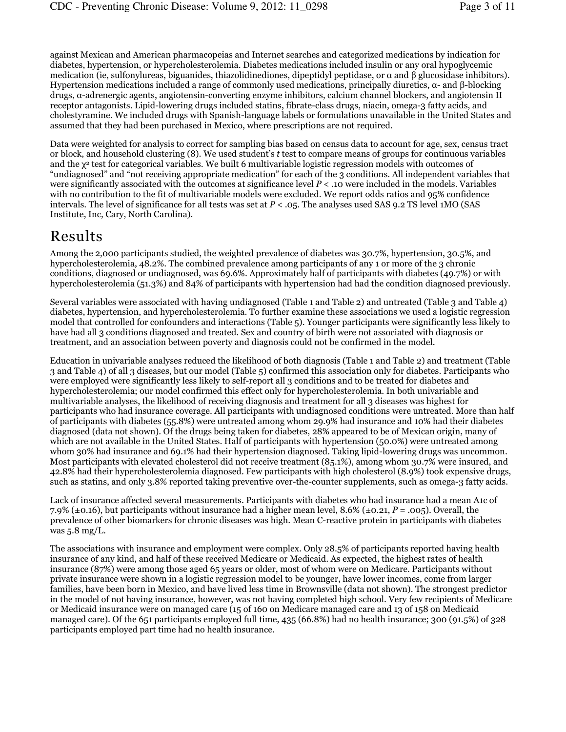against Mexican and American pharmacopeias and Internet searches and categorized medications by indication for diabetes, hypertension, or hypercholesterolemia. Diabetes medications included insulin or any oral hypoglycemic medication (ie, sulfonylureas, biguanides, thiazolidinediones, dipeptidyl peptidase, or α and β glucosidase inhibitors). Hypertension medications included a range of commonly used medications, principally diuretics, α- and β-blocking drugs, α-adrenergic agents, angiotensin-converting enzyme inhibitors, calcium channel blockers, and angiotensin II receptor antagonists. Lipid-lowering drugs included statins, fibrate-class drugs, niacin, omega-3 fatty acids, and cholestyramine. We included drugs with Spanish-language labels or formulations unavailable in the United States and assumed that they had been purchased in Mexico, where prescriptions are not required.

Data were weighted for analysis to correct for sampling bias based on census data to account for age, sex, census tract or block, and household clustering (8). We used student's *t* test to compare means of groups for continuous variables and the $\chi^2$ test for categorical variables. We built 6 multivariable logistic regression models with outcomes of "undiagnosed" and "not receiving appropriate medication" for each of the 3 conditions. All independent variables that were significantly associated with the outcomes at significance level $P < .10$ were included in the models. Variables with no contribution to the fit of multivariable models were excluded. We report odds ratios and 95% confidence intervals. The level of significance for all tests was set at $P < .05$. The analyses used SAS 9.2 TS level 1MO (SAS Institute, Inc, Cary, North Carolina).

# Results

Among the 2,000 participants studied, the weighted prevalence of diabetes was 30.7%, hypertension, 30.5%, and hypercholesterolemia, 48.2%. The combined prevalence among participants of any 1 or more of the 3 chronic conditions, diagnosed or undiagnosed, was 69.6%. Approximately half of participants with diabetes (49.7%) or with hypercholesterolemia (51.3%) and 84% of participants with hypertension had had the condition diagnosed previously.

Several variables were associated with having undiagnosed (Table 1 and Table 2) and untreated (Table 3 and Table 4) diabetes, hypertension, and hypercholesterolemia. To further examine these associations we used a logistic regression model that controlled for confounders and interactions (Table 5). Younger participants were significantly less likely to have had all 3 conditions diagnosed and treated. Sex and country of birth were not associated with diagnosis or treatment, and an association between poverty and diagnosis could not be confirmed in the model.

Education in univariable analyses reduced the likelihood of both diagnosis (Table 1 and Table 2) and treatment (Table 3 and Table 4) of all 3 diseases, but our model (Table 5) confirmed this association only for diabetes. Participants who were employed were significantly less likely to self-report all 3 conditions and to be treated for diabetes and hypercholesterolemia; our model confirmed this effect only for hypercholesterolemia. In both univariable and multivariable analyses, the likelihood of receiving diagnosis and treatment for all 3 diseases was highest for participants who had insurance coverage. All participants with undiagnosed conditions were untreated. More than half of participants with diabetes (55.8%) were untreated among whom 29.9% had insurance and 10% had their diabetes diagnosed (data not shown). Of the drugs being taken for diabetes, 28% appeared to be of Mexican origin, many of which are not available in the United States. Half of participants with hypertension (50.0%) were untreated among whom 30% had insurance and 69.1% had their hypertension diagnosed. Taking lipid-lowering drugs was uncommon. Most participants with elevated cholesterol did not receive treatment (85.1%), among whom 30.7% were insured, and 42.8% had their hypercholesterolemia diagnosed. Few participants with high cholesterol (8.9%) took expensive drugs, such as statins, and only 3.8% reported taking preventive over-the-counter supplements, such as omega-3 fatty acids.

Lack of insurance affected several measurements. Participants with diabetes who had insurance had a mean A1c of 7.9% (±0.16), but participants without insurance had a higher mean level, 8.6% (±0.21, $P = .005$). Overall, the prevalence of other biomarkers for chronic diseases was high. Mean C-reactive protein in participants with diabetes was 5.8 mg/L.

The associations with insurance and employment were complex. Only 28.5% of participants reported having health insurance of any kind, and half of these received Medicare or Medicaid. As expected, the highest rates of health insurance (87%) were among those aged 65 years or older, most of whom were on Medicare. Participants without private insurance were shown in a logistic regression model to be younger, have lower incomes, come from larger families, have been born in Mexico, and have lived less time in Brownsville (data not shown). The strongest predictor in the model of not having insurance, however, was not having completed high school. Very few recipients of Medicare or Medicaid insurance were on managed care (15 of 160 on Medicare managed care and 13 of 158 on Medicaid managed care). Of the 651 participants employed full time, 435 (66.8%) had no health insurance; 300 (91.5%) of 328 participants employed part time had no health insurance.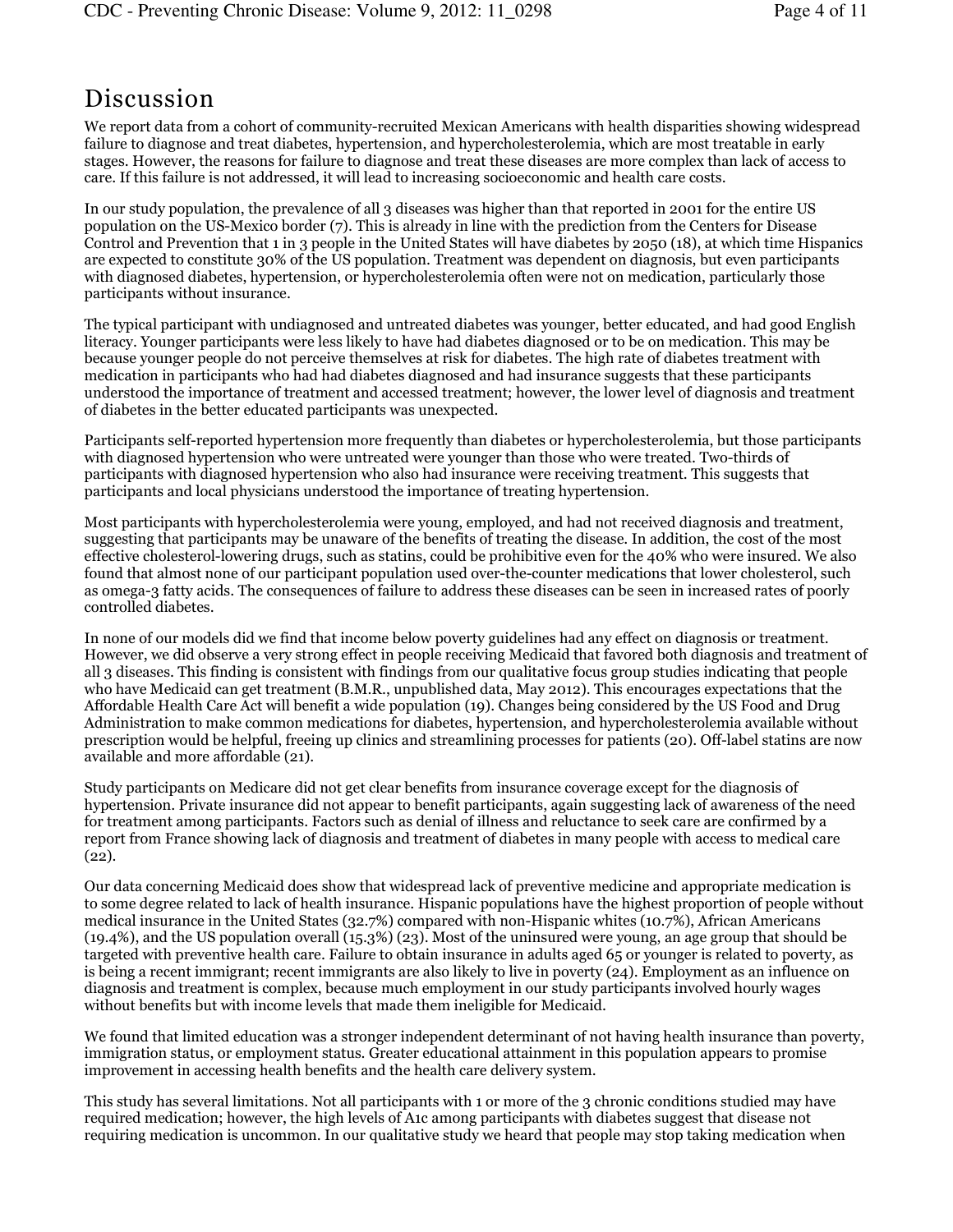## Discussion

We report data from a cohort of community-recruited Mexican Americans with health disparities showing widespread failure to diagnose and treat diabetes, hypertension, and hypercholesterolemia, which are most treatable in early stages. However, the reasons for failure to diagnose and treat these diseases are more complex than lack of access to care. If this failure is not addressed, it will lead to increasing socioeconomic and health care costs.

In our study population, the prevalence of all 3 diseases was higher than that reported in 2001 for the entire US population on the US-Mexico border (7). This is already in line with the prediction from the Centers for Disease Control and Prevention that 1 in 3 people in the United States will have diabetes by 2050 (18), at which time Hispanics are expected to constitute 30% of the US population. Treatment was dependent on diagnosis, but even participants with diagnosed diabetes, hypertension, or hypercholesterolemia often were not on medication, particularly those participants without insurance.

The typical participant with undiagnosed and untreated diabetes was younger, better educated, and had good English literacy. Younger participants were less likely to have had diabetes diagnosed or to be on medication. This may be because younger people do not perceive themselves at risk for diabetes. The high rate of diabetes treatment with medication in participants who had had diabetes diagnosed and had insurance suggests that these participants understood the importance of treatment and accessed treatment; however, the lower level of diagnosis and treatment of diabetes in the better educated participants was unexpected.

Participants self-reported hypertension more frequently than diabetes or hypercholesterolemia, but those participants with diagnosed hypertension who were untreated were younger than those who were treated. Two-thirds of participants with diagnosed hypertension who also had insurance were receiving treatment. This suggests that participants and local physicians understood the importance of treating hypertension.

Most participants with hypercholesterolemia were young, employed, and had not received diagnosis and treatment, suggesting that participants may be unaware of the benefits of treating the disease. In addition, the cost of the most effective cholesterol-lowering drugs, such as statins, could be prohibitive even for the 40% who were insured. We also found that almost none of our participant population used over-the-counter medications that lower cholesterol, such as omega-3 fatty acids. The consequences of failure to address these diseases can be seen in increased rates of poorly controlled diabetes.

In none of our models did we find that income below poverty guidelines had any effect on diagnosis or treatment. However, we did observe a very strong effect in people receiving Medicaid that favored both diagnosis and treatment of all 3 diseases. This finding is consistent with findings from our qualitative focus group studies indicating that people who have Medicaid can get treatment (B.M.R., unpublished data, May 2012). This encourages expectations that the Affordable Health Care Act will benefit a wide population (19). Changes being considered by the US Food and Drug Administration to make common medications for diabetes, hypertension, and hypercholesterolemia available without prescription would be helpful, freeing up clinics and streamlining processes for patients (20). Off-label statins are now available and more affordable (21).

Study participants on Medicare did not get clear benefits from insurance coverage except for the diagnosis of hypertension. Private insurance did not appear to benefit participants, again suggesting lack of awareness of the need for treatment among participants. Factors such as denial of illness and reluctance to seek care are confirmed by a report from France showing lack of diagnosis and treatment of diabetes in many people with access to medical care (22).

Our data concerning Medicaid does show that widespread lack of preventive medicine and appropriate medication is to some degree related to lack of health insurance. Hispanic populations have the highest proportion of people without medical insurance in the United States (32.7%) compared with non-Hispanic whites (10.7%), African Americans (19.4%), and the US population overall (15.3%) (23). Most of the uninsured were young, an age group that should be targeted with preventive health care. Failure to obtain insurance in adults aged 65 or younger is related to poverty, as is being a recent immigrant; recent immigrants are also likely to live in poverty (24). Employment as an influence on diagnosis and treatment is complex, because much employment in our study participants involved hourly wages without benefits but with income levels that made them ineligible for Medicaid.

We found that limited education was a stronger independent determinant of not having health insurance than poverty, immigration status, or employment status. Greater educational attainment in this population appears to promise improvement in accessing health benefits and the health care delivery system.

This study has several limitations. Not all participants with 1 or more of the 3 chronic conditions studied may have required medication; however, the high levels of A1c among participants with diabetes suggest that disease not requiring medication is uncommon. In our qualitative study we heard that people may stop taking medication when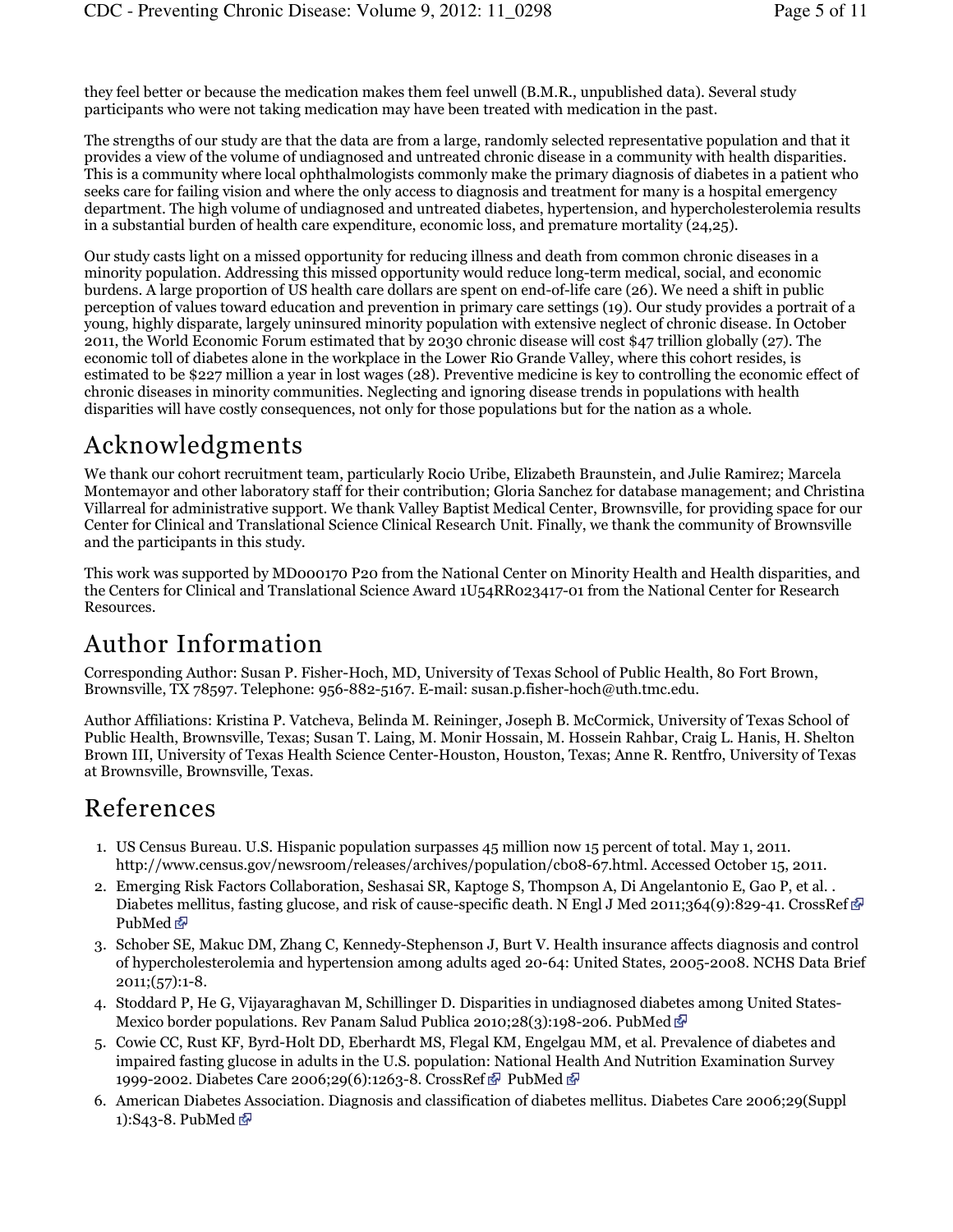they feel better or because the medication makes them feel unwell (B.M.R., unpublished data). Several study participants who were not taking medication may have been treated with medication in the past.

The strengths of our study are that the data are from a large, randomly selected representative population and that it provides a view of the volume of undiagnosed and untreated chronic disease in a community with health disparities. This is a community where local ophthalmologists commonly make the primary diagnosis of diabetes in a patient who seeks care for failing vision and where the only access to diagnosis and treatment for many is a hospital emergency department. The high volume of undiagnosed and untreated diabetes, hypertension, and hypercholesterolemia results in a substantial burden of health care expenditure, economic loss, and premature mortality (24,25).

Our study casts light on a missed opportunity for reducing illness and death from common chronic diseases in a minority population. Addressing this missed opportunity would reduce long-term medical, social, and economic burdens. A large proportion of US health care dollars are spent on end-of-life care (26). We need a shift in public perception of values toward education and prevention in primary care settings (19). Our study provides a portrait of a young, highly disparate, largely uninsured minority population with extensive neglect of chronic disease. In October 2011, the World Economic Forum estimated that by 2030 chronic disease will cost $47 trillion globally (27). The economic toll of diabetes alone in the workplace in the Lower Rio Grande Valley, where this cohort resides, is estimated to be $227 million a year in lost wages (28). Preventive medicine is key to controlling the economic effect of chronic diseases in minority communities. Neglecting and ignoring disease trends in populations with health disparities will have costly consequences, not only for those populations but for the nation as a whole.

## Acknowledgments

We thank our cohort recruitment team, particularly Rocio Uribe, Elizabeth Braunstein, and Julie Ramirez; Marcela Montemayor and other laboratory staff for their contribution; Gloria Sanchez for database management; and Christina Villarreal for administrative support. We thank Valley Baptist Medical Center, Brownsville, for providing space for our Center for Clinical and Translational Science Clinical Research Unit. Finally, we thank the community of Brownsville and the participants in this study.

This work was supported by MD000170 P20 from the National Center on Minority Health and Health disparities, and the Centers for Clinical and Translational Science Award 1U54RR023417-01 from the National Center for Research Resources.

## Author Information

Corresponding Author: Susan P. Fisher-Hoch, MD, University of Texas School of Public Health, 80 Fort Brown, Brownsville, TX 78597. Telephone: 956-882-5167. E-mail: susan.p.fisher-hoch@uth.tmc.edu.

Author Affiliations: Kristina P. Vatcheva, Belinda M. Reininger, Joseph B. McCormick, University of Texas School of Public Health, Brownsville, Texas; Susan T. Laing, M. Monir Hossain, M. Hossein Rahbar, Craig L. Hanis, H. Shelton Brown III, University of Texas Health Science Center-Houston, Houston, Texas; Anne R. Rentfro, University of Texas at Brownsville, Brownsville, Texas.

## References

1. US Census Bureau. U.S. Hispanic population surpasses 45 million now 15 percent of total. May 1, 2011. http://www.census.gov/newsroom/releases/archives/population/cb08-67.html. Accessed October 15, 2011.
2. Emerging Risk Factors Collaboration, Seshasai SR, Kaptoge S, Thompson A, Di Angelantonio E, Gao P, et al. . Diabetes mellitus, fasting glucose, and risk of cause-specific death. N Engl J Med 2011;364(9):829-41. CrossRef PubMed
3. Schober SE, Makuc DM, Zhang C, Kennedy-Stephenson J, Burt V. Health insurance affects diagnosis and control of hypercholesterolemia and hypertension among adults aged 20-64: United States, 2005-2008. NCHS Data Brief 2011;(57):1-8.
4. Stoddard P, He G, Vijayaraghavan M, Schillinger D. Disparities in undiagnosed diabetes among United States-Mexico border populations. Rev Panam Salud Publica 2010;28(3):198-206. PubMed
5. Cowie CC, Rust KF, Byrd-Holt DD, Eberhardt MS, Flegal KM, Engelgau MM, et al. Prevalence of diabetes and impaired fasting glucose in adults in the U.S. population: National Health And Nutrition Examination Survey 1999-2002. Diabetes Care 2006;29(6):1263-8. CrossRef PubMed
6. American Diabetes Association. Diagnosis and classification of diabetes mellitus. Diabetes Care 2006;29(Suppl 1):S43-8. PubMed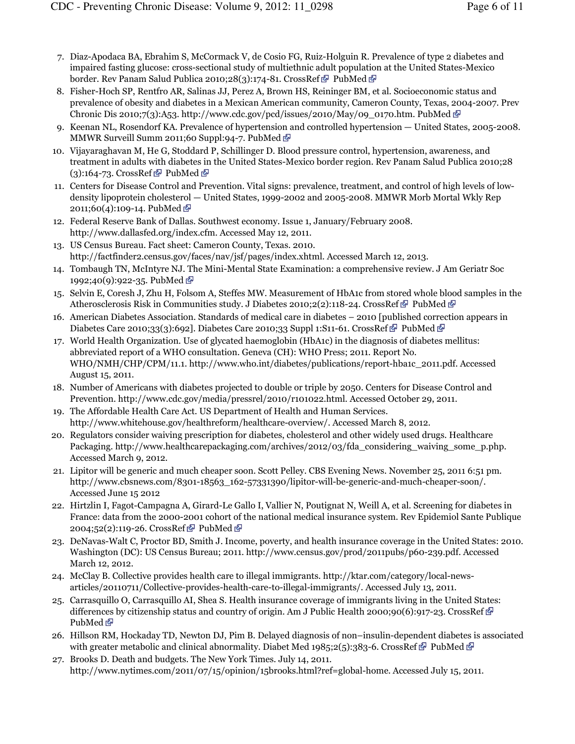7. Diaz-Apodaca BA, Ebrahim S, McCormack V, de Cosio FG, Ruiz-Holguin R. Prevalence of type 2 diabetes and impaired fasting glucose: cross-sectional study of multiethnic adult population at the United States-Mexico border. Rev Panam Salud Publica 2010;28(3):174-81. CrossRef PubMed
8. Fisher-Hoch SP, Rentfro AR, Salinas JJ, Perez A, Brown HS, Reininger BM, et al. Socioeconomic status and prevalence of obesity and diabetes in a Mexican American community, Cameron County, Texas, 2004-2007. Prev Chronic Dis 2010;7(3):A53. http://www.cdc.gov/pcd/issues/2010/May/09_0170.htm. PubMed
9. Keenan NL, Rosendorf KA. Prevalence of hypertension and controlled hypertension — United States, 2005-2008. MMWR Surveill Summ 2011;60 Suppl:94-7. PubMed
10. Vijayaraghavan M, He G, Stoddard P, Schillinger D. Blood pressure control, hypertension, awareness, and treatment in adults with diabetes in the United States-Mexico border region. Rev Panam Salud Publica 2010;28 (3):164-73. CrossRef PubMed
11. Centers for Disease Control and Prevention. Vital signs: prevalence, treatment, and control of high levels of low-density lipoprotein cholesterol — United States, 1999-2002 and 2005-2008. MMWR Morb Mortal Wkly Rep 2011;60(4):109-14. PubMed
12. Federal Reserve Bank of Dallas. Southwest economy. Issue 1, January/February 2008. http://www.dallasfed.org/index.cfm. Accessed May 12, 2011.
13. US Census Bureau. Fact sheet: Cameron County, Texas. 2010. http://factfinder2.census.gov/faces/nav/jsf/pages/index.xhtml. Accessed March 12, 2013.
14. Tombaugh TN, McIntyre NJ. The Mini-Mental State Examination: a comprehensive review. J Am Geriatr Soc 1992;40(9):922-35. PubMed
15. Selvin E, Coresh J, Zhu H, Folsom A, Steffes MW. Measurement of HbA1c from stored whole blood samples in the Atherosclerosis Risk in Communities study. J Diabetes 2010;2(2):118-24. CrossRef PubMed
16. American Diabetes Association. Standards of medical care in diabetes – 2010 [published correction appears in Diabetes Care 2010;33(3):692]. Diabetes Care 2010;33 Suppl 1:S11-61. CrossRef PubMed
17. World Health Organization. Use of glycated haemoglobin (HbA1c) in the diagnosis of diabetes mellitus: abbreviated report of a WHO consultation. Geneva (CH): WHO Press; 2011. Report No. WHO/NMH/CHP/CPM/11.1. http://www.who.int/diabetes/publications/report-hba1c_2011.pdf. Accessed August 15, 2011.
18. Number of Americans with diabetes projected to double or triple by 2050. Centers for Disease Control and Prevention. http://www.cdc.gov/media/pressrel/2010/r101022.html. Accessed October 29, 2011.
19. The Affordable Health Care Act. US Department of Health and Human Services. http://www.whitehouse.gov/healthreform/healthcare-overview/. Accessed March 8, 2012.
20. Regulators consider waiving prescription for diabetes, cholesterol and other widely used drugs. Healthcare Packaging. http://www.healthcarepackaging.com/archives/2012/03/fda_considering_waiving_some_p.php. Accessed March 9, 2012.
21. Lipitor will be generic and much cheaper soon. Scott Pelley. CBS Evening News. November 25, 2011 6:51 pm. http://www.cbsnews.com/8301-18563_162-57331390/lipitor-will-be-generic-and-much-cheaper-soon/. Accessed June 15 2012
22. Hirtzlin I, Fagot-Campagna A, Girard-Le Gallo I, Vallier N, Poutignat N, Weill A, et al. Screening for diabetes in France: data from the 2000-2001 cohort of the national medical insurance system. Rev Epidemiol Sante Publique 2004;52(2):119-26. CrossRef PubMed
23. DeNavas-Walt C, Proctor BD, Smith J. Income, poverty, and health insurance coverage in the United States: 2010. Washington (DC): US Census Bureau; 2011. http://www.census.gov/prod/2011pubs/p60-239.pdf. Accessed March 12, 2012.
24. McClay B. Collective provides health care to illegal immigrants. http://ktar.com/category/local-news-articles/20110711/Collective-provides-health-care-to-illegal-immigrants/. Accessed July 13, 2011.
25. Carrasquillo O, Carrasquillo AI, Shea S. Health insurance coverage of immigrants living in the United States: differences by citizenship status and country of origin. Am J Public Health 2000;90(6):917-23. CrossRef PubMed
26. Hillson RM, Hockaday TD, Newton DJ, Pim B. Delayed diagnosis of non–insulin-dependent diabetes is associated with greater metabolic and clinical abnormality. Diabet Med 1985;2(5):383-6. CrossRef PubMed
27. Brooks D. Death and budgets. The New York Times. July 14, 2011. http://www.nytimes.com/2011/07/15/opinion/15brooks.html?ref=global-home. Accessed July 15, 2011.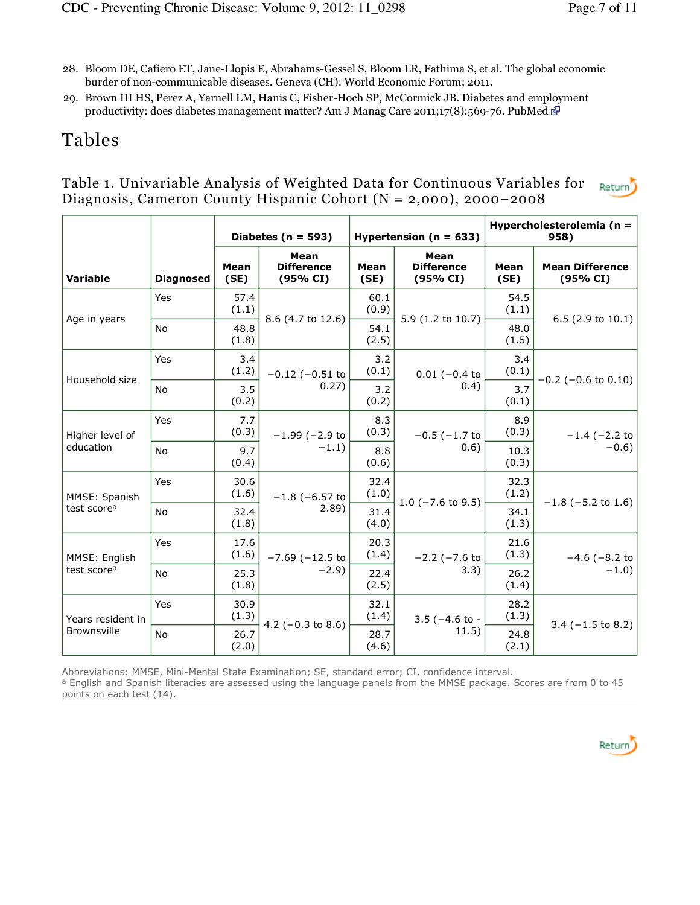28. Bloom DE, Cafiero ET, Jane-Llopis E, Abrahams-Gessel S, Bloom LR, Fathima S, et al. The global economic burder of non-communicable diseases. Geneva (CH): World Economic Forum; 2011.
29. Brown III HS, Perez A, Yarnell LM, Hanis C, Fisher-Hoch SP, McCormick JB. Diabetes and employment productivity: does diabetes management matter? Am J Manag Care 2011;17(8):569-76. PubMed

# Tables

## Table 1. Univariable Analysis of Weighted Data for Continuous Variables for Diagnosis, Cameron County Hispanic Cohort (N = 2,000), 2000–2008

| | | Diabetes (n = 593) | | Hypertension (n = 633) | | Hypercholesterolemia (n = 958) | |
|---|---|---|---|---|---|---|---|
| **Variable** | **Diagnosed** | **Mean (SE)** | **Mean Difference (95% CI)** | **Mean (SE)** | **Mean Difference (95% CI)** | **Mean (SE)** | **Mean Difference (95% CI)** |
| Age in years | Yes | 57.4 (1.1) | 8.6 (4.7 to 12.6) | 60.1 (0.9) | 5.9 (1.2 to 10.7) | 54.5 (1.1) | 6.5 (2.9 to 10.1) |
| | No | 48.8 (1.8) | | 54.1 (2.5) | | 48.0 (1.5) | |
| Household size | Yes | 3.4 (1.2) | −0.12 (−0.51 to 0.27) | 3.2 (0.1) | 0.01 (−0.4 to 0.4) | 3.4 (0.1) | −0.2 (−0.6 to 0.10) |
| | No | 3.5 (0.2) | | 3.2 (0.2) | | 3.7 (0.1) | |
| Higher level of education | Yes | 7.7 (0.3) | −1.99 (−2.9 to −1.1) | 8.3 (0.3) | −0.5 (−1.7 to 0.6) | 8.9 (0.3) | −1.4 (−2.2 to −0.6) |
| | No | 9.7 (0.4) | | 8.8 (0.6) | | 10.3 (0.3) | |
| MMSE: Spanish test score[a] | Yes | 30.6 (1.6) | −1.8 (−6.57 to 2.89) | 32.4 (1.0) | 1.0 (−7.6 to 9.5) | 32.3 (1.2) | −1.8 (−5.2 to 1.6) |
| | No | 32.4 (1.8) | | 31.4 (4.0) | | 34.1 (1.3) | |
| MMSE: English test score[a] | Yes | 17.6 (1.6) | −7.69 (−12.5 to −2.9) | 20.3 (1.4) | −2.2 (−7.6 to 3.3) | 21.6 (1.3) | −4.6 (−8.2 to −1.0) |
| | No | 25.3 (1.8) | | 22.4 (2.5) | | 26.2 (1.4) | |
| Years resident in Brownsville | Yes | 30.9 (1.3) | 4.2 (−0.3 to 8.6) | 32.1 (1.4) | 3.5 (−4.6 to - 11.5) | 28.2 (1.3) | 3.4 (−1.5 to 8.2) |
| | No | 26.7 (2.0) | | 28.7 (4.6) | | 24.8 (2.1) | |

Abbreviations: MMSE, Mini-Mental State Examination; SE, standard error; CI, confidence interval.
[a] English and Spanish literacies are assessed using the language panels from the MMSE package. Scores are from 0 to 45 points on each test (14).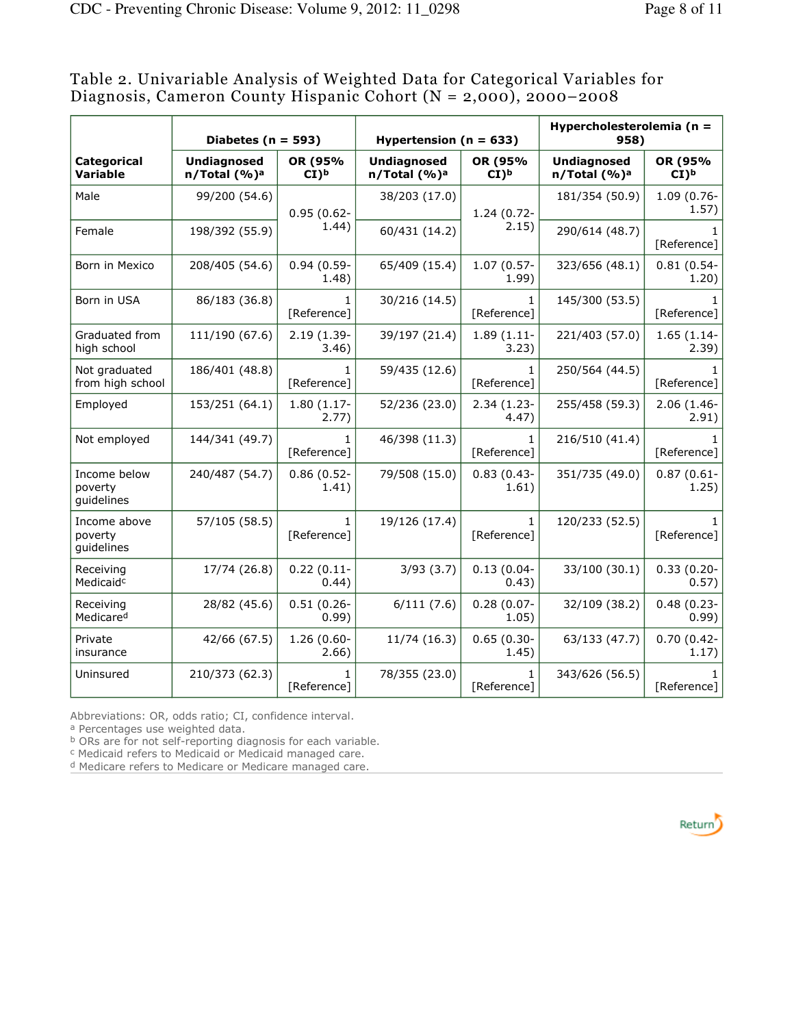Table 2. Univariable Analysis of Weighted Data for Categorical Variables for Diagnosis, Cameron County Hispanic Cohort (N = 2,000), 2000–2008

| Categorical Variable | Diabetes (n = 593) | | Hypertension (n = 633) | | Hypercholesterolemia (n = 958) | |
|---|---|---|---|---|---|---|
| | Undiagnosed n/Total (%)[a] | OR (95% CI)[b] | Undiagnosed n/Total (%)[a] | OR (95% CI)[b] | Undiagnosed n/Total (%)[a] | OR (95% CI)[b] |
| Male | 99/200 (54.6) | 0.95 (0.62-1.44) | 38/203 (17.0) | 1.24 (0.72-2.15) | 181/354 (50.9) | 1.09 (0.76-1.57) |
| Female | 198/392 (55.9) | | 60/431 (14.2) | | 290/614 (48.7) | 1 [Reference] |
| Born in Mexico | 208/405 (54.6) | 0.94 (0.59-1.48) | 65/409 (15.4) | 1.07 (0.57-1.99) | 323/656 (48.1) | 0.81 (0.54-1.20) |
| Born in USA | 86/183 (36.8) | 1 [Reference] | 30/216 (14.5) | 1 [Reference] | 145/300 (53.5) | 1 [Reference] |
| Graduated from high school | 111/190 (67.6) | 2.19 (1.39-3.46) | 39/197 (21.4) | 1.89 (1.11-3.23) | 221/403 (57.0) | 1.65 (1.14-2.39) |
| Not graduated from high school | 186/401 (48.8) | 1 [Reference] | 59/435 (12.6) | 1 [Reference] | 250/564 (44.5) | 1 [Reference] |
| Employed | 153/251 (64.1) | 1.80 (1.17-2.77) | 52/236 (23.0) | 2.34 (1.23-4.47) | 255/458 (59.3) | 2.06 (1.46-2.91) |
| Not employed | 144/341 (49.7) | 1 [Reference] | 46/398 (11.3) | 1 [Reference] | 216/510 (41.4) | 1 [Reference] |
| Income below poverty guidelines | 240/487 (54.7) | 0.86 (0.52-1.41) | 79/508 (15.0) | 0.83 (0.43-1.61) | 351/735 (49.0) | 0.87 (0.61-1.25) |
| Income above poverty guidelines | 57/105 (58.5) | 1 [Reference] | 19/126 (17.4) | 1 [Reference] | 120/233 (52.5) | 1 [Reference] |
| Receiving Medicaid[c] | 17/74 (26.8) | 0.22 (0.11-0.44) | 3/93 (3.7) | 0.13 (0.04-0.43) | 33/100 (30.1) | 0.33 (0.20-0.57) |
| Receiving Medicare[d] | 28/82 (45.6) | 0.51 (0.26-0.99) | 6/111 (7.6) | 0.28 (0.07-1.05) | 32/109 (38.2) | 0.48 (0.23-0.99) |
| Private insurance | 42/66 (67.5) | 1.26 (0.60-2.66) | 11/74 (16.3) | 0.65 (0.30-1.45) | 63/133 (47.7) | 0.70 (0.42-1.17) |
| Uninsured | 210/373 (62.3) | 1 [Reference] | 78/355 (23.0) | 1 [Reference] | 343/626 (56.5) | 1 [Reference] |

Abbreviations: OR, odds ratio; CI, confidence interval.

[a] Percentages use weighted data.

[b] ORs are for not self-reporting diagnosis for each variable.

[c] Medicaid refers to Medicaid or Medicaid managed care.

[d] Medicare refers to Medicare or Medicare managed care.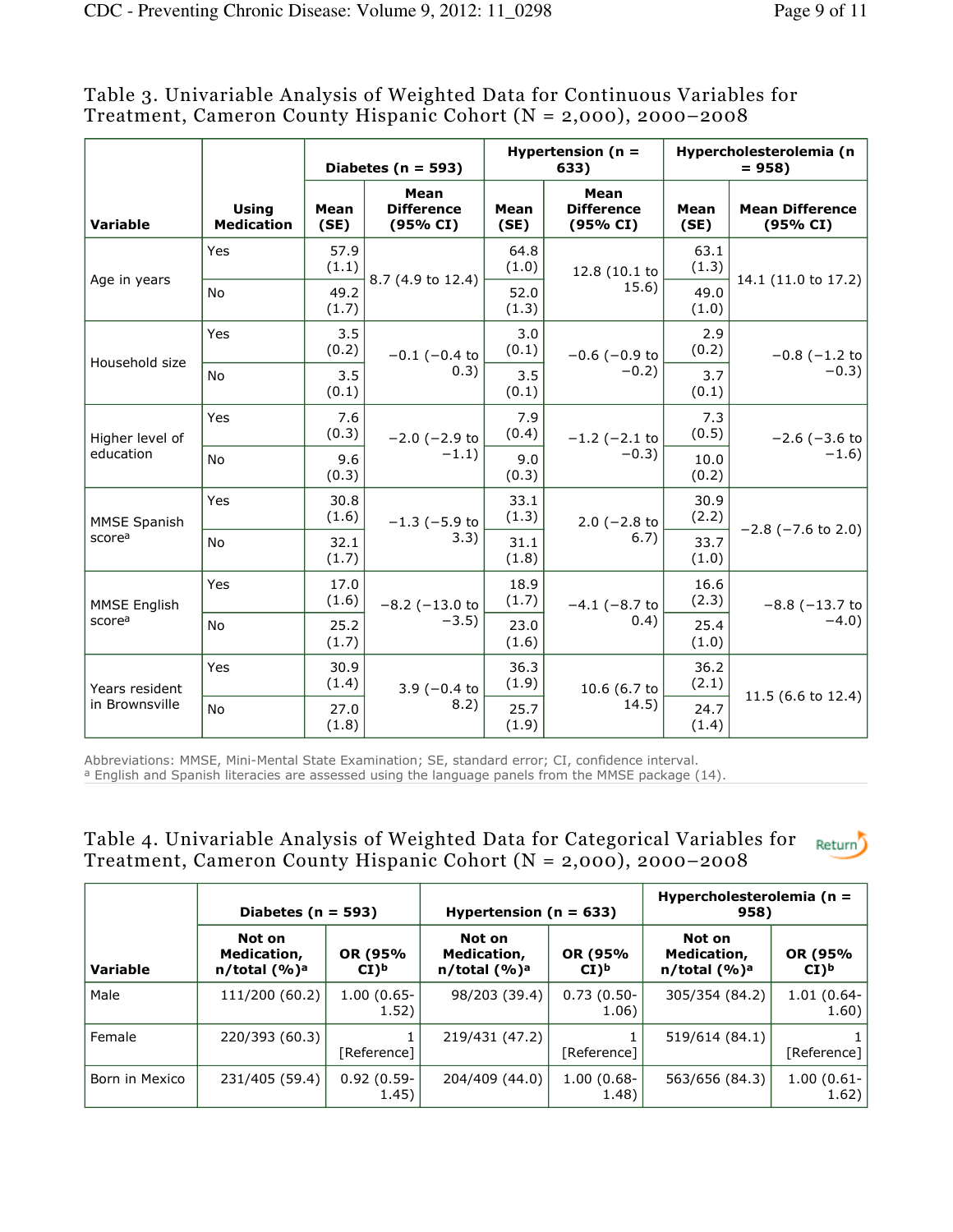Table 3. Univariable Analysis of Weighted Data for Continuous Variables for Treatment, Cameron County Hispanic Cohort (N = 2,000), 2000–2008

| Variable | Using Medication | Diabetes (n = 593) | | Hypertension (n = 633) | | Hypercholesterolemia (n = 958) | |
|---|---|---|---|---|---|---|---|
| | | Mean (SE) | Mean Difference (95% CI) | Mean (SE) | Mean Difference (95% CI) | Mean (SE) | Mean Difference (95% CI) |
| Age in years | Yes | 57.9 (1.1) | 8.7 (4.9 to 12.4) | 64.8 (1.0) | 12.8 (10.1 to 15.6) | 63.1 (1.3) | 14.1 (11.0 to 17.2) |
| | No | 49.2 (1.7) | | 52.0 (1.3) | | 49.0 (1.0) | |
| Household size | Yes | 3.5 (0.2) | −0.1 (−0.4 to 0.3) | 3.0 (0.1) | −0.6 (−0.9 to −0.2) | 2.9 (0.2) | −0.8 (−1.2 to −0.3) |
| | No | 3.5 (0.1) | | 3.5 (0.1) | | 3.7 (0.1) | |
| Higher level of education | Yes | 7.6 (0.3) | −2.0 (−2.9 to −1.1) | 7.9 (0.4) | −1.2 (−2.1 to −0.3) | 7.3 (0.5) | −2.6 (−3.6 to −1.6) |
| | No | 9.6 (0.3) | | 9.0 (0.3) | | 10.0 (0.2) | |
| MMSE Spanish score[a] | Yes | 30.8 (1.6) | −1.3 (−5.9 to 3.3) | 33.1 (1.3) | 2.0 (−2.8 to 6.7) | 30.9 (2.2) | −2.8 (−7.6 to 2.0) |
| | No | 32.1 (1.7) | | 31.1 (1.8) | | 33.7 (1.0) | |
| MMSE English score[a] | Yes | 17.0 (1.6) | −8.2 (−13.0 to −3.5) | 18.9 (1.7) | −4.1 (−8.7 to 0.4) | 16.6 (2.3) | −8.8 (−13.7 to −4.0) |
| | No | 25.2 (1.7) | | 23.0 (1.6) | | 25.4 (1.0) | |
| Years resident in Brownsville | Yes | 30.9 (1.4) | 3.9 (−0.4 to 8.2) | 36.3 (1.9) | 10.6 (6.7 to 14.5) | 36.2 (2.1) | 11.5 (6.6 to 12.4) |
| | No | 27.0 (1.8) | | 25.7 (1.9) | | 24.7 (1.4) | |

Abbreviations: MMSE, Mini-Mental State Examination; SE, standard error; CI, confidence interval.
[a] English and Spanish literacies are assessed using the language panels from the MMSE package (14).

Table 4. Univariable Analysis of Weighted Data for Categorical Variables for Treatment, Cameron County Hispanic Cohort (N = 2,000), 2000–2008

| Variable | Diabetes (n = 593) | | Hypertension (n = 633) | | Hypercholesterolemia (n = 958) | |
|---|---|---|---|---|---|---|
| | Not on Medication, n/total (%)[a] | OR (95% CI)[b] | Not on Medication, n/total (%)[a] | OR (95% CI)[b] | Not on Medication, n/total (%)[a] | OR (95% CI)[b] |
| Male | 111/200 (60.2) | 1.00 (0.65-1.52) | 98/203 (39.4) | 0.73 (0.50-1.06) | 305/354 (84.2) | 1.01 (0.64-1.60) |
| Female | 220/393 (60.3) | 1 [Reference] | 219/431 (47.2) | 1 [Reference] | 519/614 (84.1) | 1 [Reference] |
| Born in Mexico | 231/405 (59.4) | 0.92 (0.59-1.45) | 204/409 (44.0) | 1.00 (0.68-1.48) | 563/656 (84.3) | 1.00 (0.61-1.62) |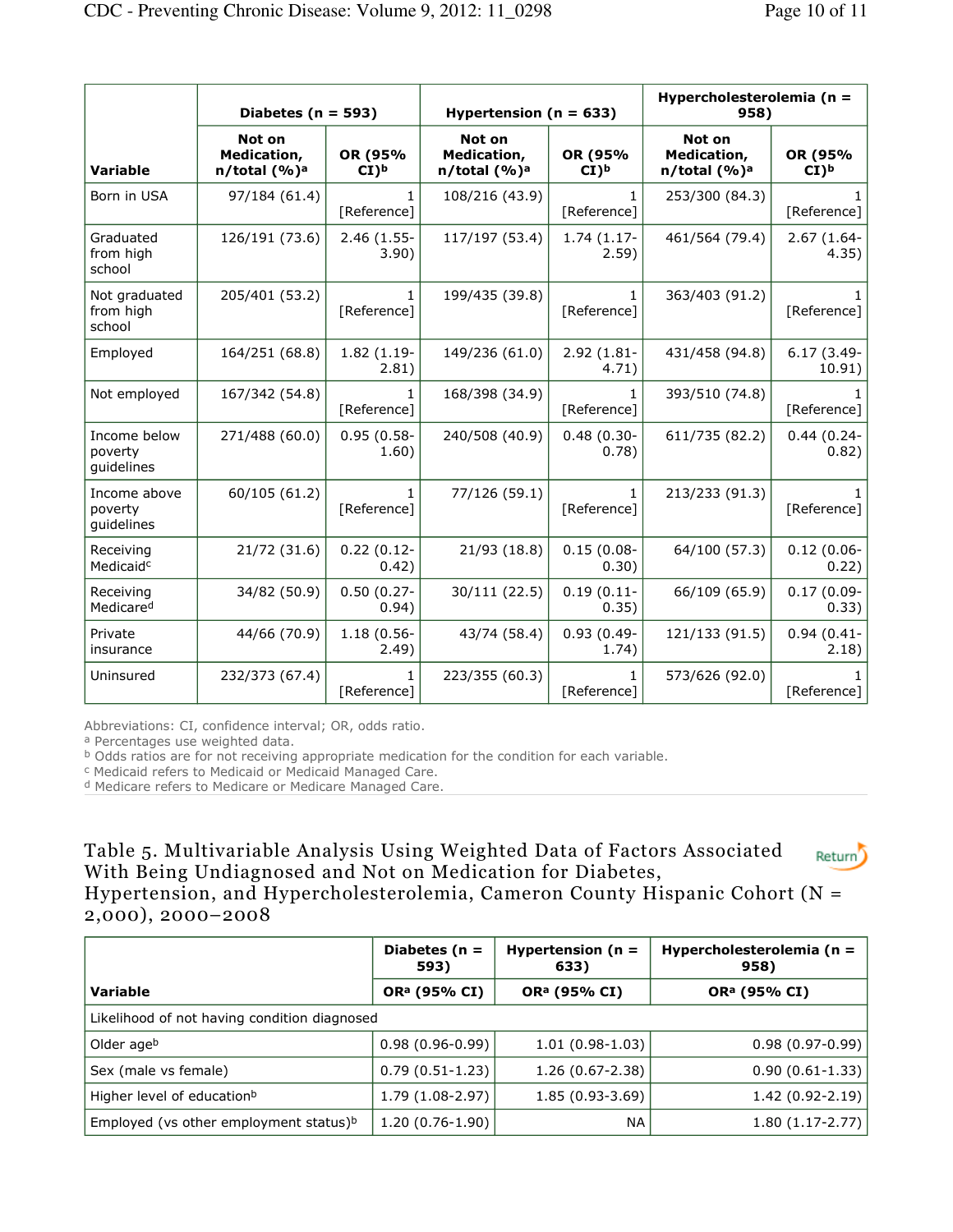| Variable | Diabetes (n = 593) | | Hypertension (n = 633) | | Hypercholesterolemia (n = 958) | |
|---|---|---|---|---|---|---|
| | Not on Medication, n/total (%)[a] | OR (95% CI)[b] | Not on Medication, n/total (%)[a] | OR (95% CI)[b] | Not on Medication, n/total (%)[a] | OR (95% CI)[b] |
| Born in USA | 97/184 (61.4) | 1 [Reference] | 108/216 (43.9) | 1 [Reference] | 253/300 (84.3) | 1 [Reference] |
| Graduated from high school | 126/191 (73.6) | 2.46 (1.55-3.90) | 117/197 (53.4) | 1.74 (1.17-2.59) | 461/564 (79.4) | 2.67 (1.64-4.35) |
| Not graduated from high school | 205/401 (53.2) | 1 [Reference] | 199/435 (39.8) | 1 [Reference] | 363/403 (91.2) | 1 [Reference] |
| Employed | 164/251 (68.8) | 1.82 (1.19-2.81) | 149/236 (61.0) | 2.92 (1.81-4.71) | 431/458 (94.8) | 6.17 (3.49-10.91) |
| Not employed | 167/342 (54.8) | 1 [Reference] | 168/398 (34.9) | 1 [Reference] | 393/510 (74.8) | 1 [Reference] |
| Income below poverty guidelines | 271/488 (60.0) | 0.95 (0.58-1.60) | 240/508 (40.9) | 0.48 (0.30-0.78) | 611/735 (82.2) | 0.44 (0.24-0.82) |
| Income above poverty guidelines | 60/105 (61.2) | 1 [Reference] | 77/126 (59.1) | 1 [Reference] | 213/233 (91.3) | 1 [Reference] |
| Receiving Medicaid[c] | 21/72 (31.6) | 0.22 (0.12-0.42) | 21/93 (18.8) | 0.15 (0.08-0.30) | 64/100 (57.3) | 0.12 (0.06-0.22) |
| Receiving Medicare[d] | 34/82 (50.9) | 0.50 (0.27-0.94) | 30/111 (22.5) | 0.19 (0.11-0.35) | 66/109 (65.9) | 0.17 (0.09-0.33) |
| Private insurance | 44/66 (70.9) | 1.18 (0.56-2.49) | 43/74 (58.4) | 0.93 (0.49-1.74) | 121/133 (91.5) | 0.94 (0.41-2.18) |
| Uninsured | 232/373 (67.4) | 1 [Reference] | 223/355 (60.3) | 1 [Reference] | 573/626 (92.0) | 1 [Reference] |

Abbreviations: CI, confidence interval; OR, odds ratio.

[a] Percentages use weighted data.

[b] Odds ratios are for not receiving appropriate medication for the condition for each variable.

[c] Medicaid refers to Medicaid or Medicaid Managed Care.

[d] Medicare refers to Medicare or Medicare Managed Care.

## Table 5. Multivariable Analysis Using Weighted Data of Factors Associated With Being Undiagnosed and Not on Medication for Diabetes, Hypertension, and Hypercholesterolemia, Cameron County Hispanic Cohort (N = 2,000), 2000–2008

| Variable | Diabetes (n = 593) | Hypertension (n = 633) | Hypercholesterolemia (n = 958) |
|---|---|---|---|
| | OR[a] (95% CI) | OR[a] (95% CI) | OR[a] (95% CI) |
| Likelihood of not having condition diagnosed | | | |
| Older age[b] | 0.98 (0.96-0.99) | 1.01 (0.98-1.03) | 0.98 (0.97-0.99) |
| Sex (male vs female) | 0.79 (0.51-1.23) | 1.26 (0.67-2.38) | 0.90 (0.61-1.33) |
| Higher level of education[b] | 1.79 (1.08-2.97) | 1.85 (0.93-3.69) | 1.42 (0.92-2.19) |
| Employed (vs other employment status)[b] | 1.20 (0.76-1.90) | NA | 1.80 (1.17-2.77) |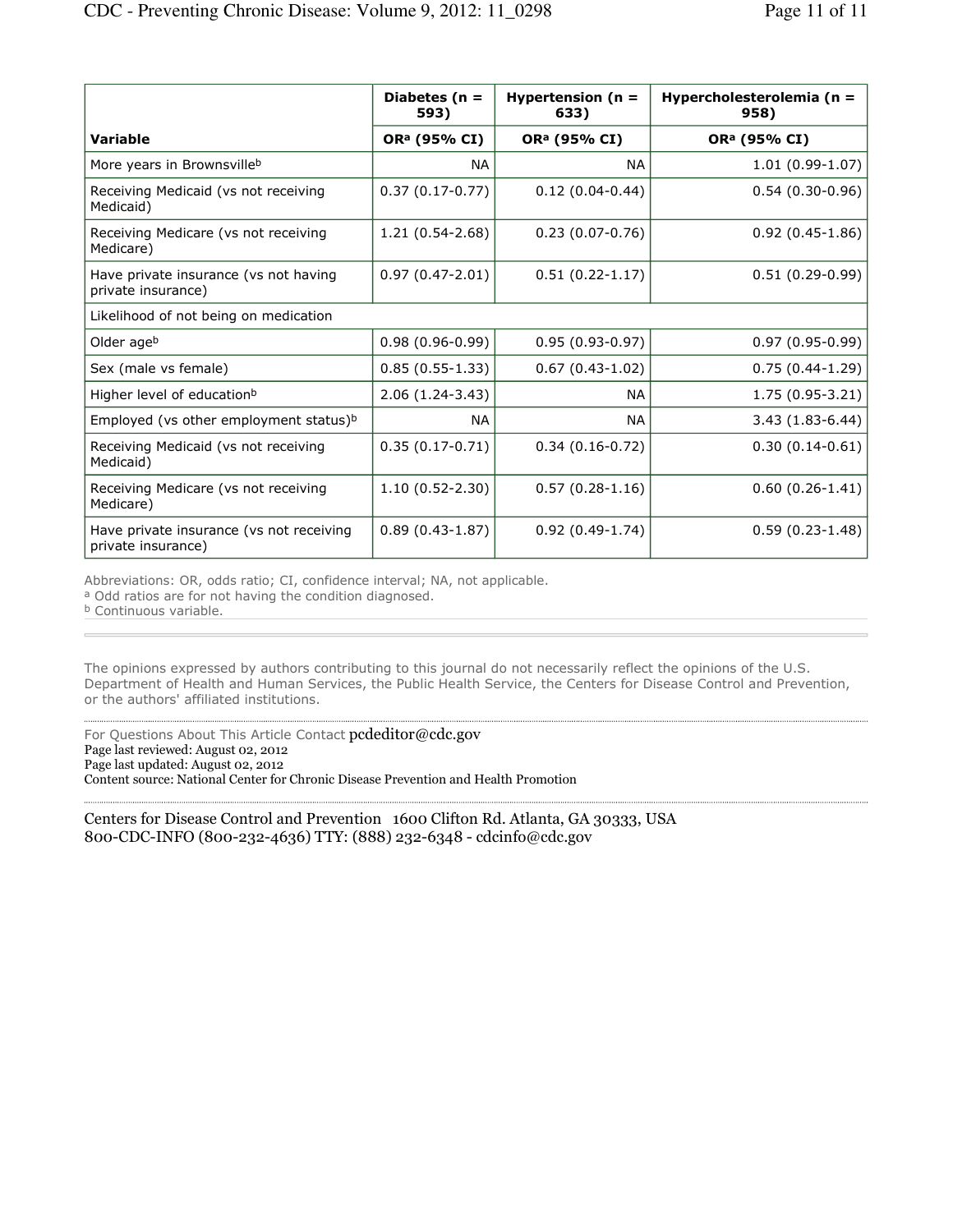| | Diabetes (n = 593) | Hypertension (n = 633) | Hypercholesterolemia (n = 958) |
|---|---|---|---|
| **Variable** | **OR[a] (95% CI)** | **OR[a] (95% CI)** | **OR[a] (95% CI)** |
| More years in Brownsville[b] | NA | NA | 1.01 (0.99-1.07) |
| Receiving Medicaid (vs not receiving Medicaid) | 0.37 (0.17-0.77) | 0.12 (0.04-0.44) | 0.54 (0.30-0.96) |
| Receiving Medicare (vs not receiving Medicare) | 1.21 (0.54-2.68) | 0.23 (0.07-0.76) | 0.92 (0.45-1.86) |
| Have private insurance (vs not having private insurance) | 0.97 (0.47-2.01) | 0.51 (0.22-1.17) | 0.51 (0.29-0.99) |
| Likelihood of not being on medication | | | |
| Older age[b] | 0.98 (0.96-0.99) | 0.95 (0.93-0.97) | 0.97 (0.95-0.99) |
| Sex (male vs female) | 0.85 (0.55-1.33) | 0.67 (0.43-1.02) | 0.75 (0.44-1.29) |
| Higher level of education[b] | 2.06 (1.24-3.43) | NA | 1.75 (0.95-3.21) |
| Employed (vs other employment status)[b] | NA | NA | 3.43 (1.83-6.44) |
| Receiving Medicaid (vs not receiving Medicaid) | 0.35 (0.17-0.71) | 0.34 (0.16-0.72) | 0.30 (0.14-0.61) |
| Receiving Medicare (vs not receiving Medicare) | 1.10 (0.52-2.30) | 0.57 (0.28-1.16) | 0.60 (0.26-1.41) |
| Have private insurance (vs not receiving private insurance) | 0.89 (0.43-1.87) | 0.92 (0.49-1.74) | 0.59 (0.23-1.48) |

Abbreviations: OR, odds ratio; CI, confidence interval; NA, not applicable.
[a] Odd ratios are for not having the condition diagnosed.
[b] Continuous variable.

The opinions expressed by authors contributing to this journal do not necessarily reflect the opinions of the U.S. Department of Health and Human Services, the Public Health Service, the Centers for Disease Control and Prevention, or the authors' affiliated institutions.

For Questions About This Article Contact pcdeditor@cdc.gov
Page last reviewed: August 02, 2012
Page last updated: August 02, 2012
Content source: National Center for Chronic Disease Prevention and Health Promotion

Centers for Disease Control and Prevention 1600 Clifton Rd. Atlanta, GA 30333, USA
800-CDC-INFO (800-232-4636) TTY: (888) 232-6348 - cdcinfo@cdc.gov